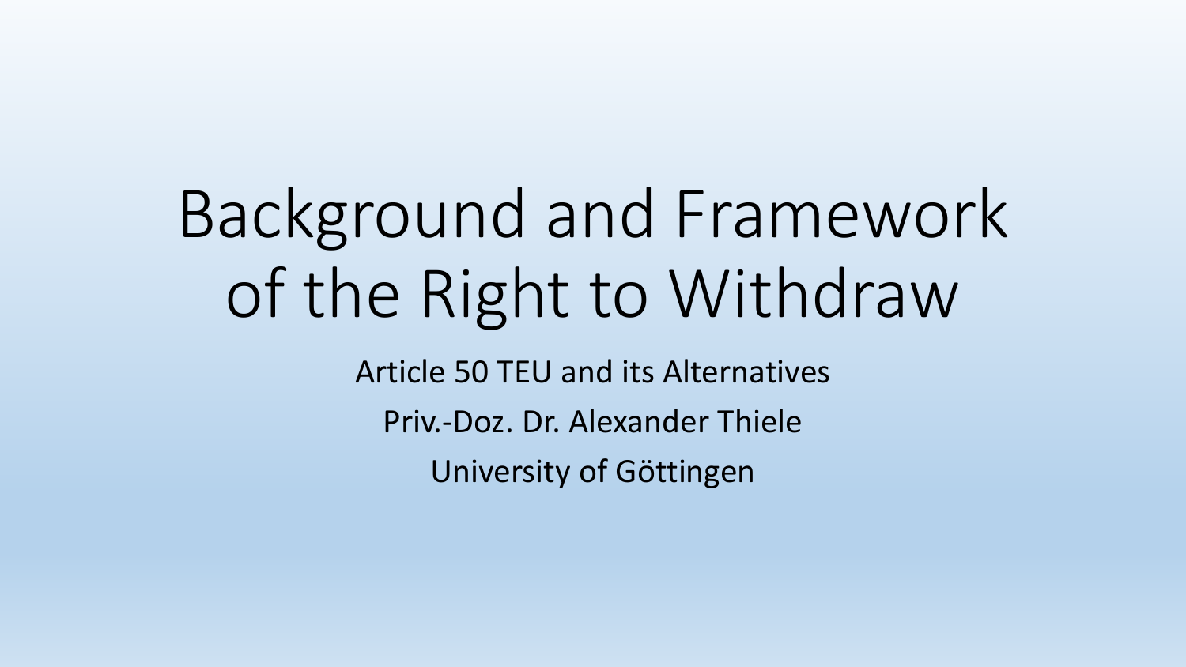# Background and Framework of the Right to Withdraw

Article 50 TEU and its Alternatives

Priv.-Doz. Dr. Alexander Thiele

University of Göttingen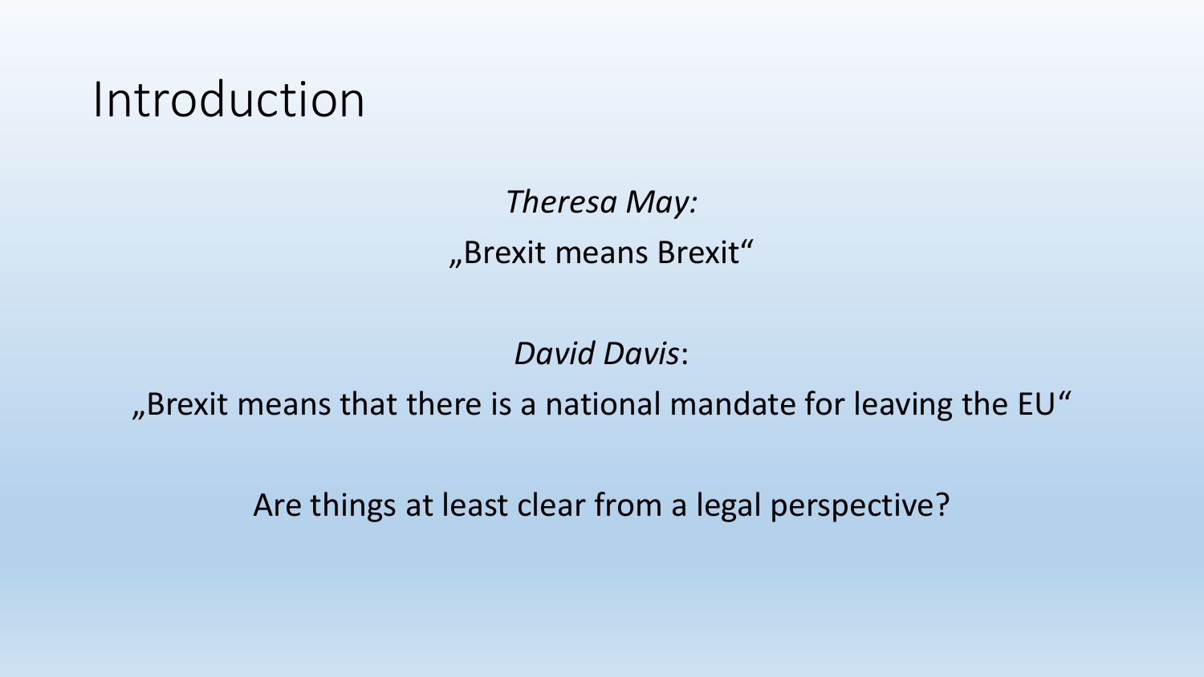# Introduction

*Theresa May:*

„Brexit means Brexit"

*David Davis*:

„Brexit means that there is a national mandate for leaving the EU"

Are things at least clear from a legal perspective?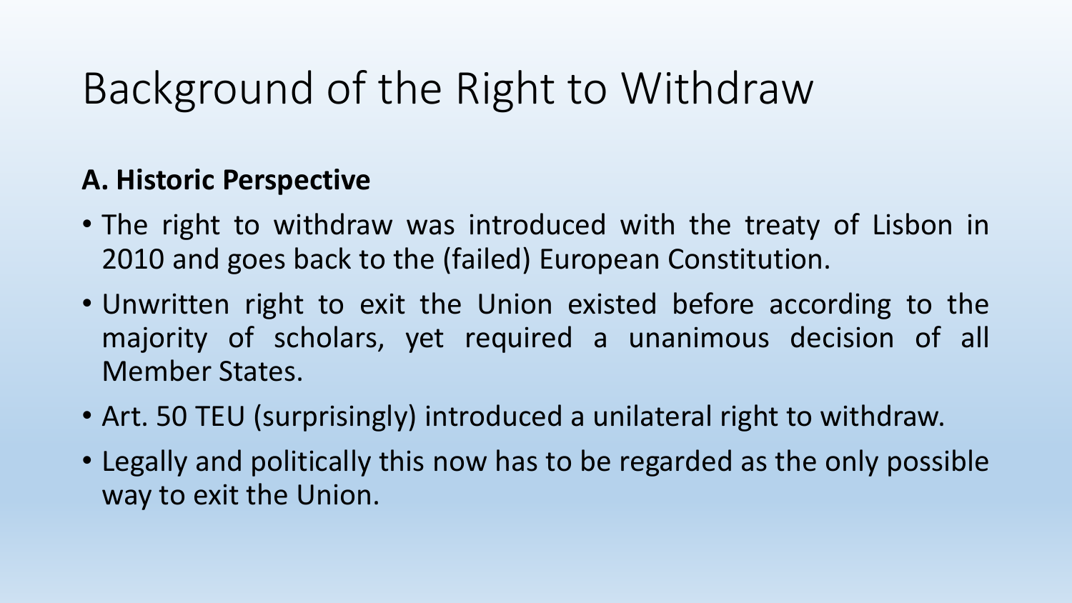# Background of the Right to Withdraw

**A. Historic Perspective**

- The right to withdraw was introduced with the treaty of Lisbon in 2010 and goes back to the (failed) European Constitution.
- Unwritten right to exit the Union existed before according to the majority of scholars, yet required a unanimous decision of all Member States.
- Art. 50 TEU (surprisingly) introduced a unilateral right to withdraw.
- Legally and politically this now has to be regarded as the only possible way to exit the Union.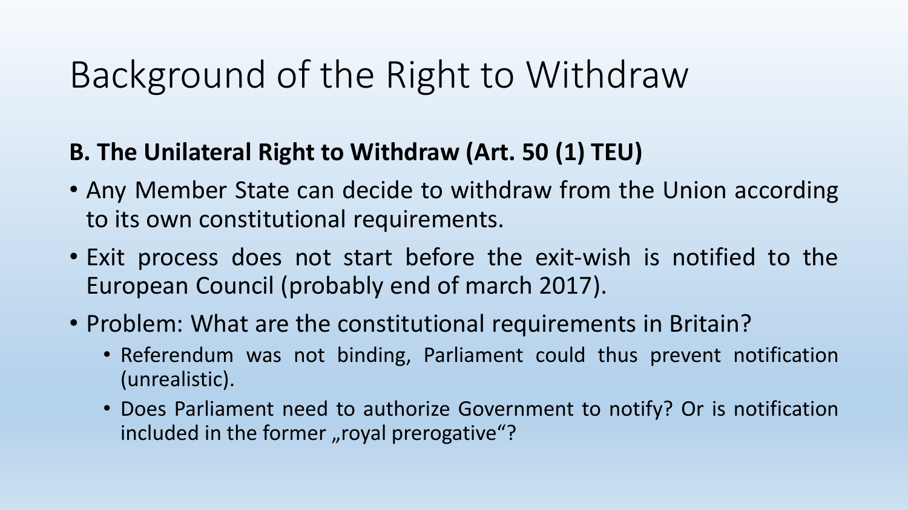# Background of the Right to Withdraw

**B. The Unilateral Right to Withdraw (Art. 50 (1) TEU)**

- Any Member State can decide to withdraw from the Union according to its own constitutional requirements.
- Exit process does not start before the exit-wish is notified to the European Council (probably end of march 2017).
- Problem: What are the constitutional requirements in Britain?
    - Referendum was not binding, Parliament could thus prevent notification (unrealistic).
    - Does Parliament need to authorize Government to notify? Or is notification included in the former „royal prerogative“?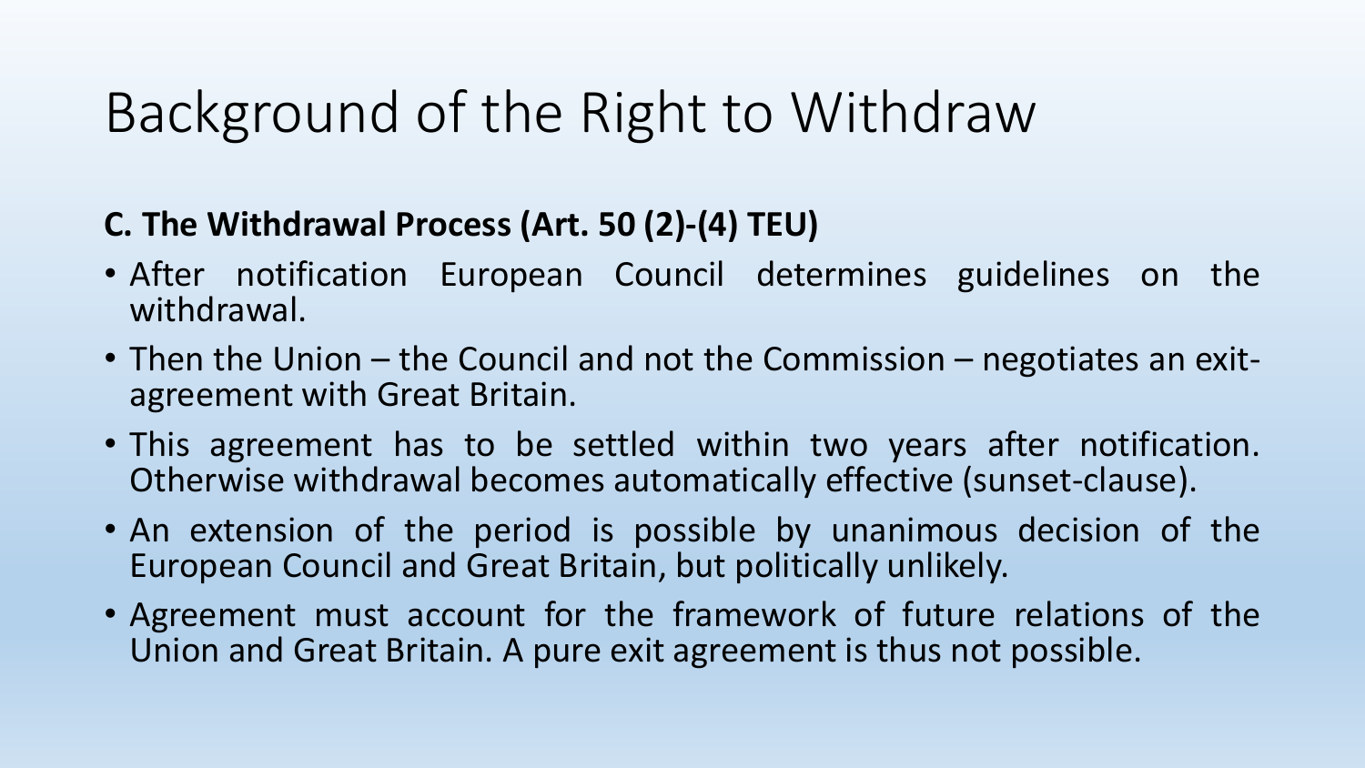# Background of the Right to Withdraw

**C. The Withdrawal Process (Art. 50 (2)-(4) TEU)**

- After notification European Council determines guidelines on the withdrawal.
- Then the Union – the Council and not the Commission – negotiates an exit-agreement with Great Britain.
- This agreement has to be settled within two years after notification. Otherwise withdrawal becomes automatically effective (sunset-clause).
- An extension of the period is possible by unanimous decision of the European Council and Great Britain, but politically unlikely.
- Agreement must account for the framework of future relations of the Union and Great Britain. A pure exit agreement is thus not possible.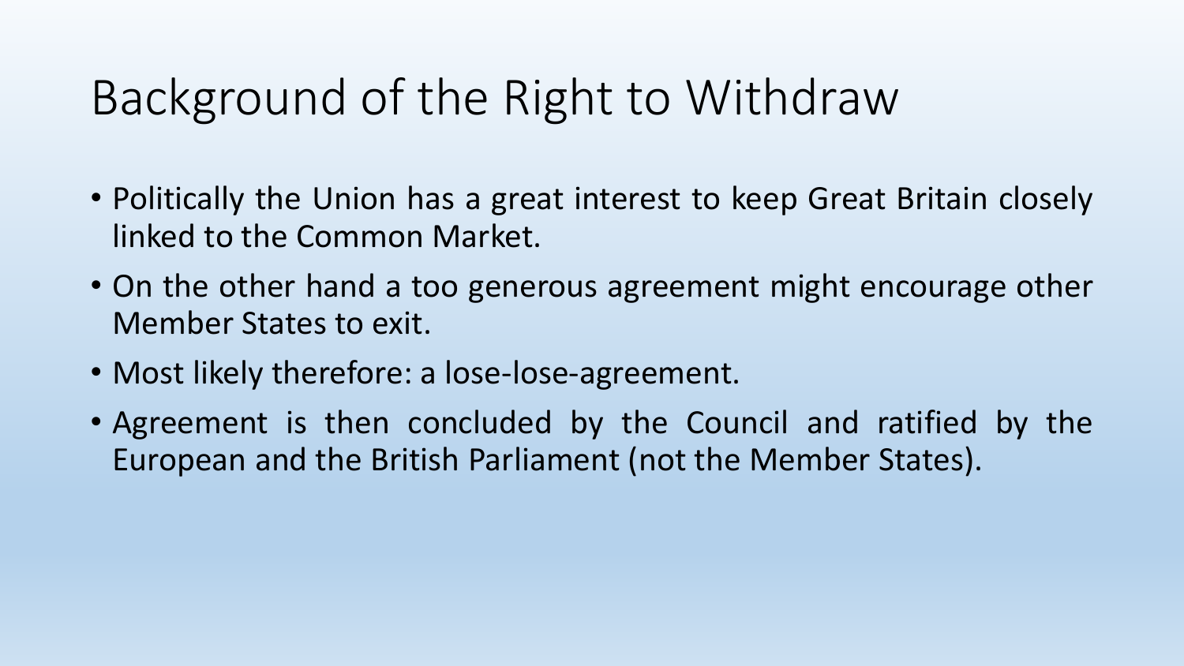# Background of the Right to Withdraw

- Politically the Union has a great interest to keep Great Britain closely linked to the Common Market.
- On the other hand a too generous agreement might encourage other Member States to exit.
- Most likely therefore: a lose-lose-agreement.
- Agreement is then concluded by the Council and ratified by the European and the British Parliament (not the Member States).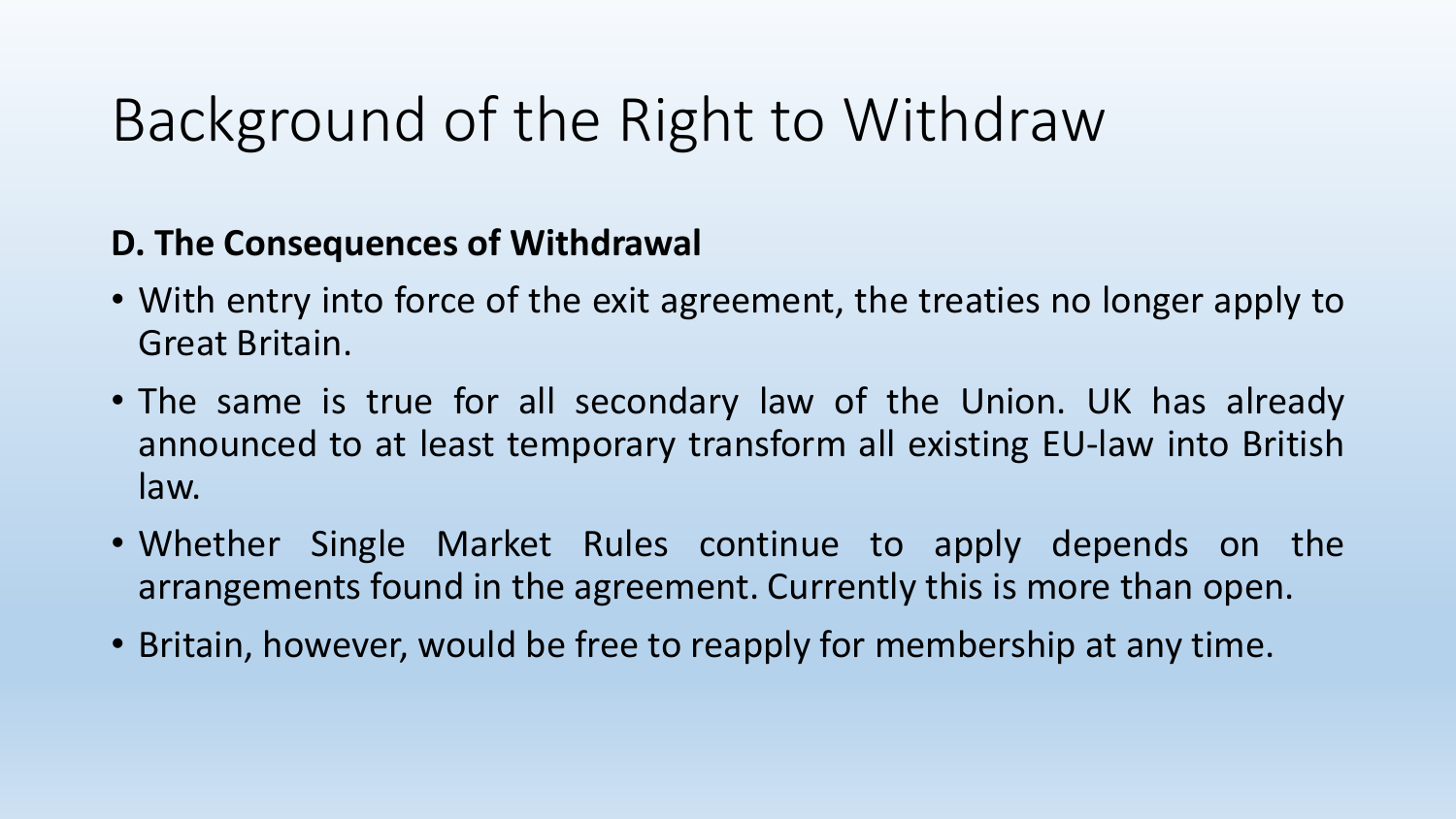# Background of the Right to Withdraw

**D. The Consequences of Withdrawal**

- With entry into force of the exit agreement, the treaties no longer apply to Great Britain.
- The same is true for all secondary law of the Union. UK has already announced to at least temporary transform all existing EU-law into British law.
- Whether Single Market Rules continue to apply depends on the arrangements found in the agreement. Currently this is more than open.
- Britain, however, would be free to reapply for membership at any time.